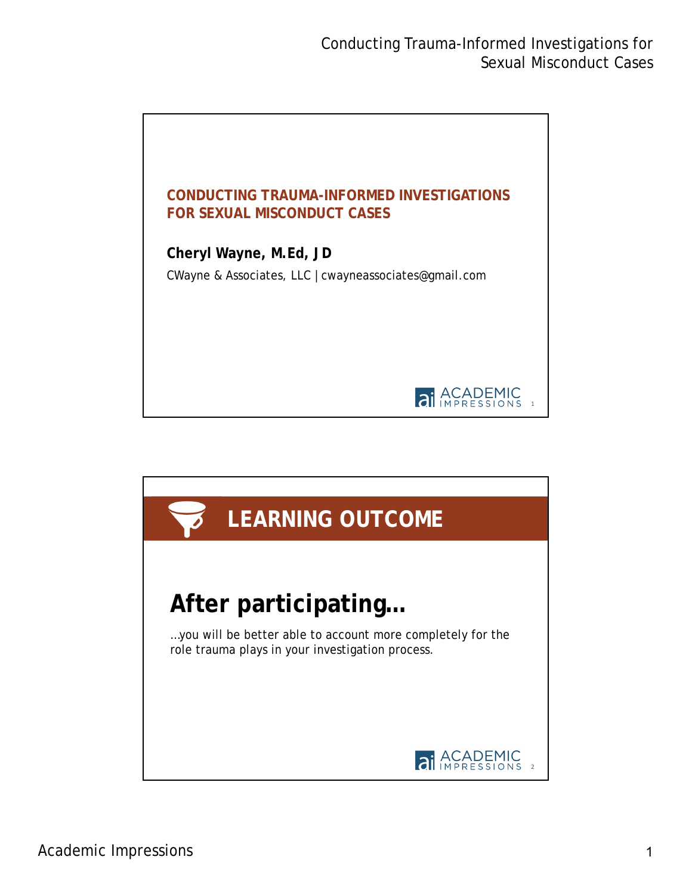## CONDUCTING TRAUMA-INFORMED INVESTIGATIONS FOR SEXUAL MISCONDUCT CASES

**Cheryl Wayne, M.Ed, JD**

CWayne & Associates, LLC | cwayneassociates@gmail.com

## LEARNING OUTCOME

### After participating…

…you will be better able to account more completely for the role trauma plays in your investigation process.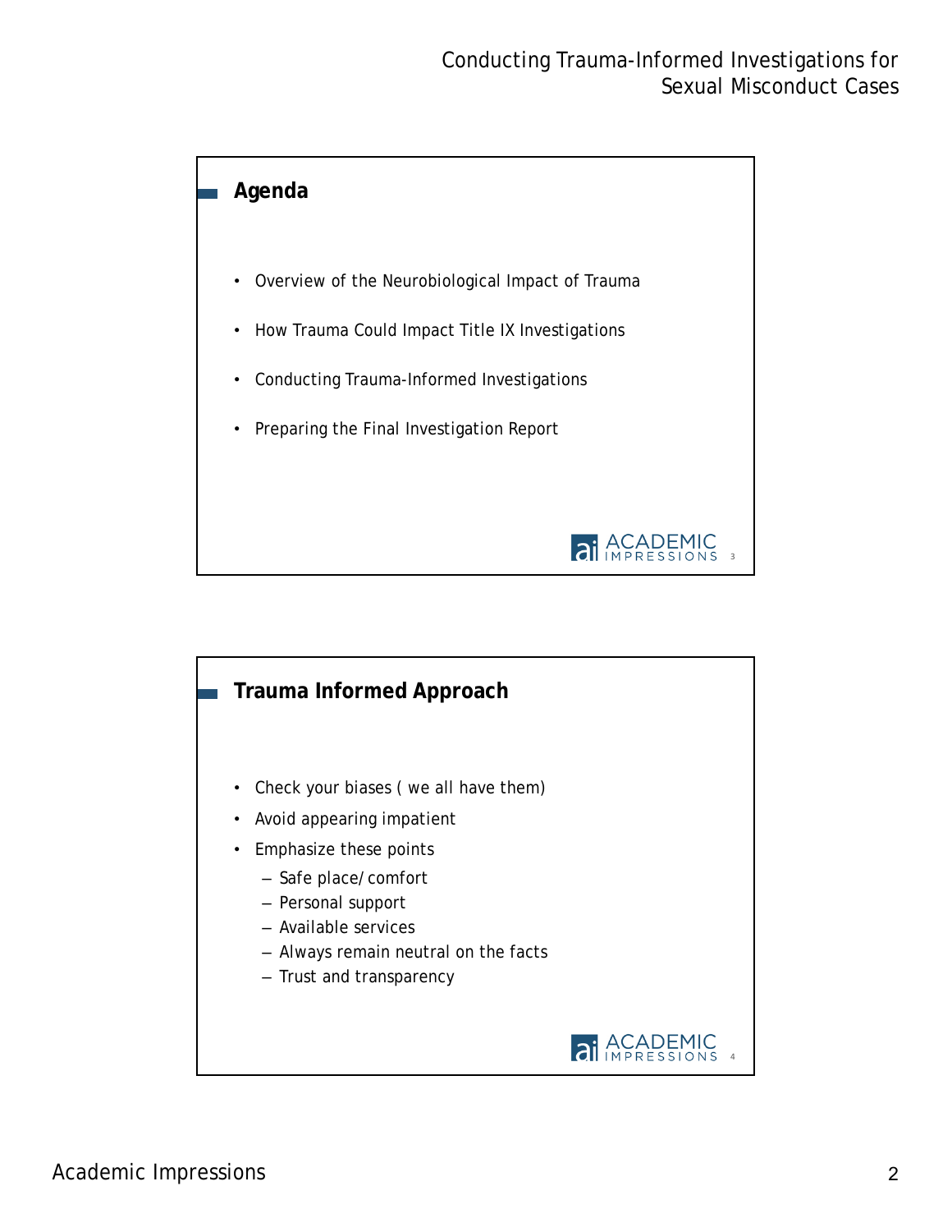## Agenda

- Overview of the Neurobiological Impact of Trauma
- How Trauma Could Impact Title IX Investigations
- Conducting Trauma-Informed Investigations
- Preparing the Final Investigation Report

## Trauma Informed Approach

- Check your biases ( we all have them)
- Avoid appearing impatient
- Emphasize these points
  - Safe place/comfort
  - Personal support
  - Available services
  - Always remain neutral on the facts
  - Trust and transparency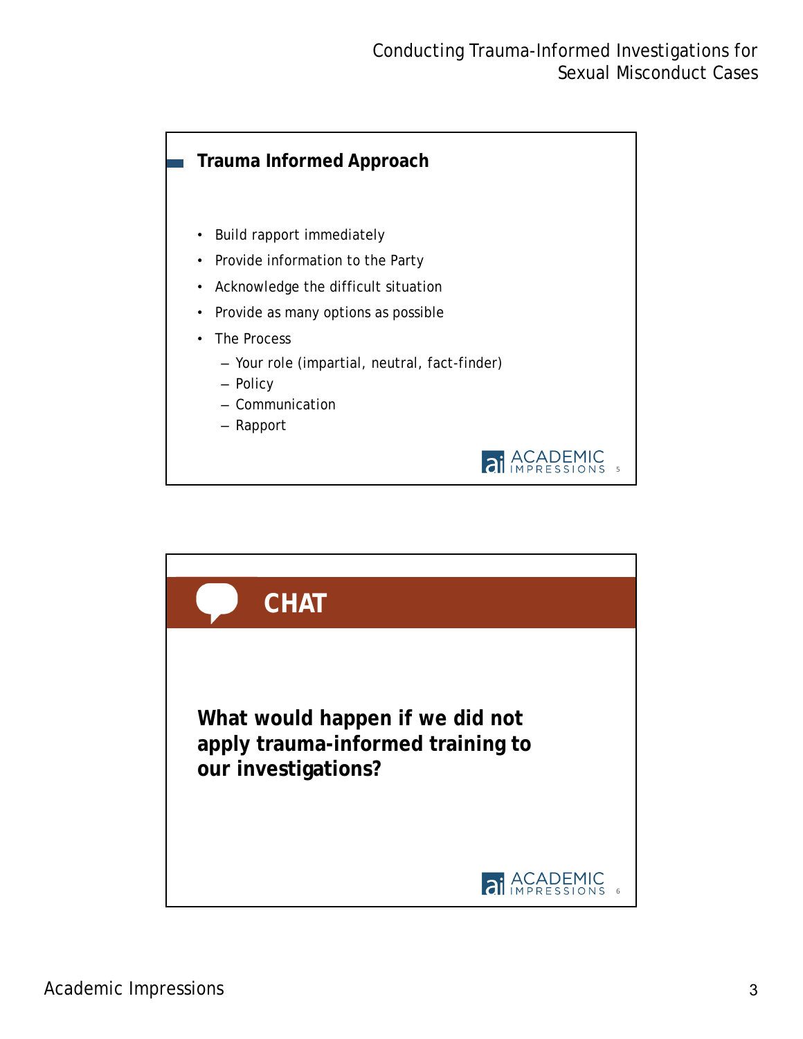## Trauma Informed Approach

- Build rapport immediately
- Provide information to the Party
- Acknowledge the difficult situation
- Provide as many options as possible
- The Process
  - Your role (impartial, neutral, fact-finder)
  - Policy
  - Communication
  - Rapport

## CHAT

**What would happen if we did not apply trauma-informed training to our investigations?**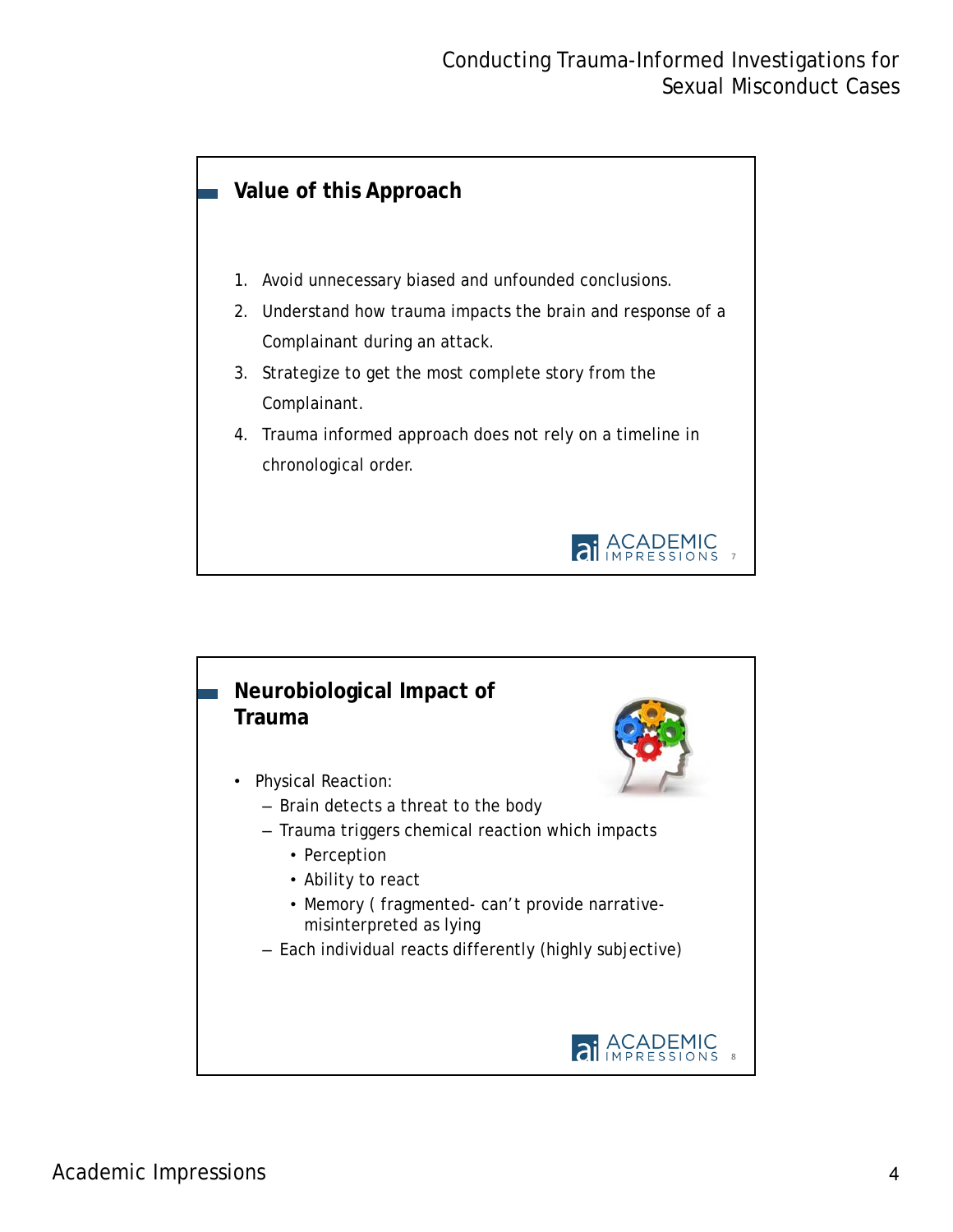## Value of this Approach

1. Avoid unnecessary biased and unfounded conclusions.
2. Understand how trauma impacts the brain and response of a Complainant during an attack.
3. Strategize to get the most complete story from the Complainant.
4. Trauma informed approach does not rely on a timeline in chronological order.

## Neurobiological Impact of Trauma

- Physical Reaction:
  - Brain detects a threat to the body
  - Trauma triggers chemical reaction which impacts
    - Perception
    - Ability to react
    - Memory ( fragmented- can't provide narrative- misinterpreted as lying
  - Each individual reacts differently (highly subjective)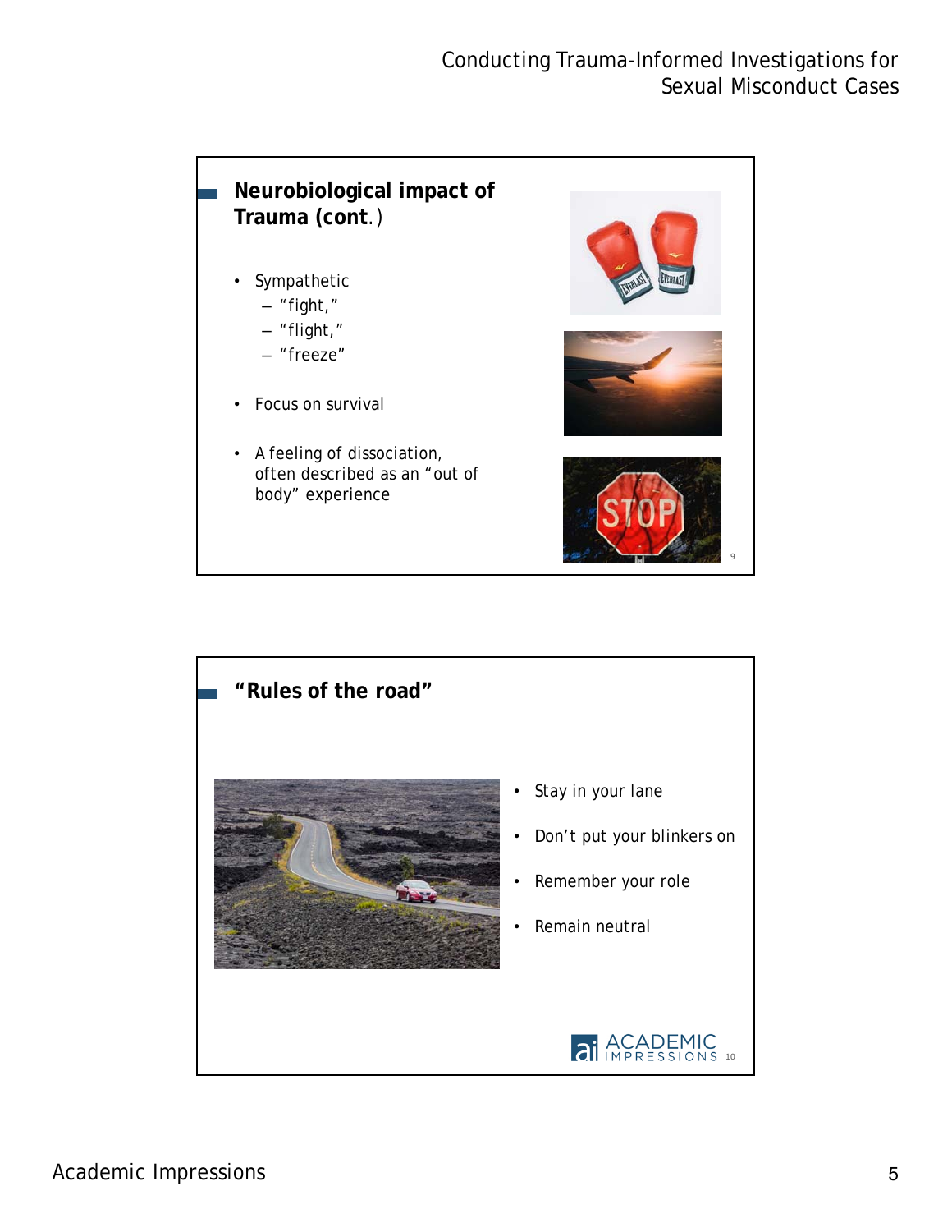## Neurobiological impact of Trauma (cont.)

- Sympathetic
  - "fight,"
  - "flight,"
  - "freeze"
- Focus on survival
- A feeling of dissociation, often described as an "out of body" experience

## "Rules of the road"

- Stay in your lane
- Don't put your blinkers on
- Remember your role
- Remain neutral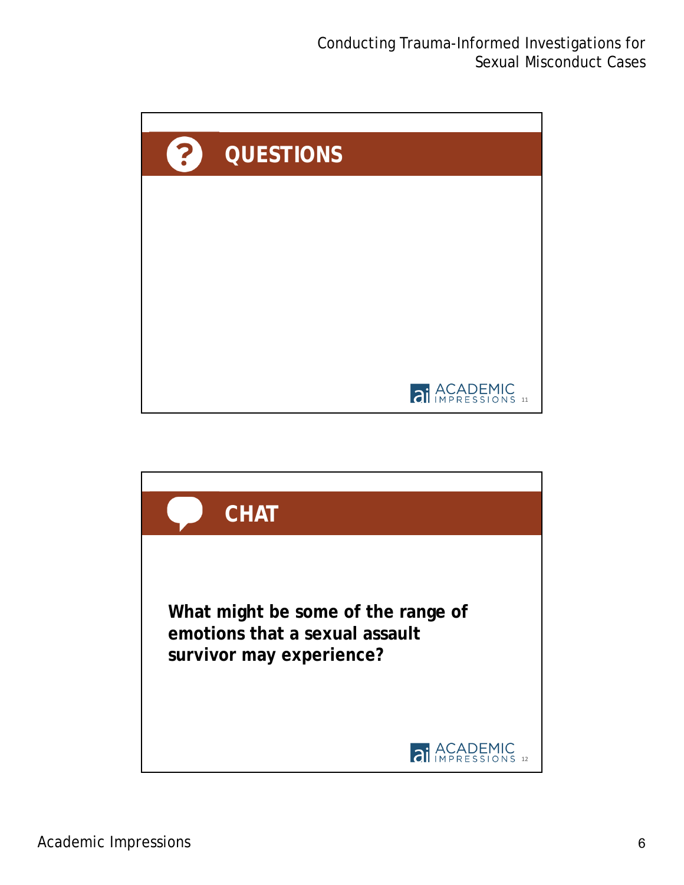## QUESTIONS

## CHAT

**What might be some of the range of emotions that a sexual assault survivor may experience?**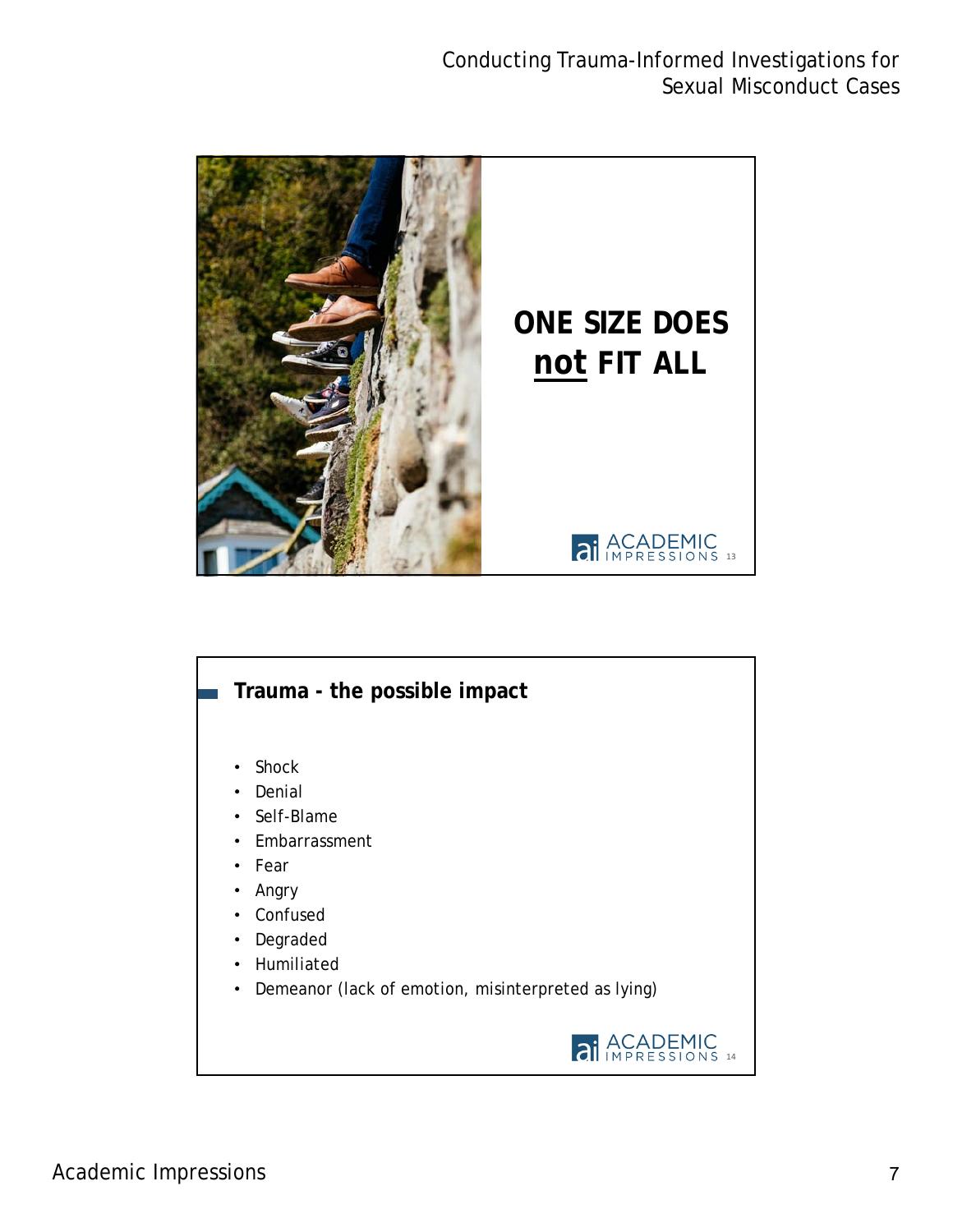## ONE SIZE DOES not FIT ALL

## Trauma - the possible impact

- Shock
- Denial
- Self-Blame
- Embarrassment
- Fear
- Angry
- Confused
- Degraded
- Humiliated
- Demeanor (lack of emotion, misinterpreted as lying)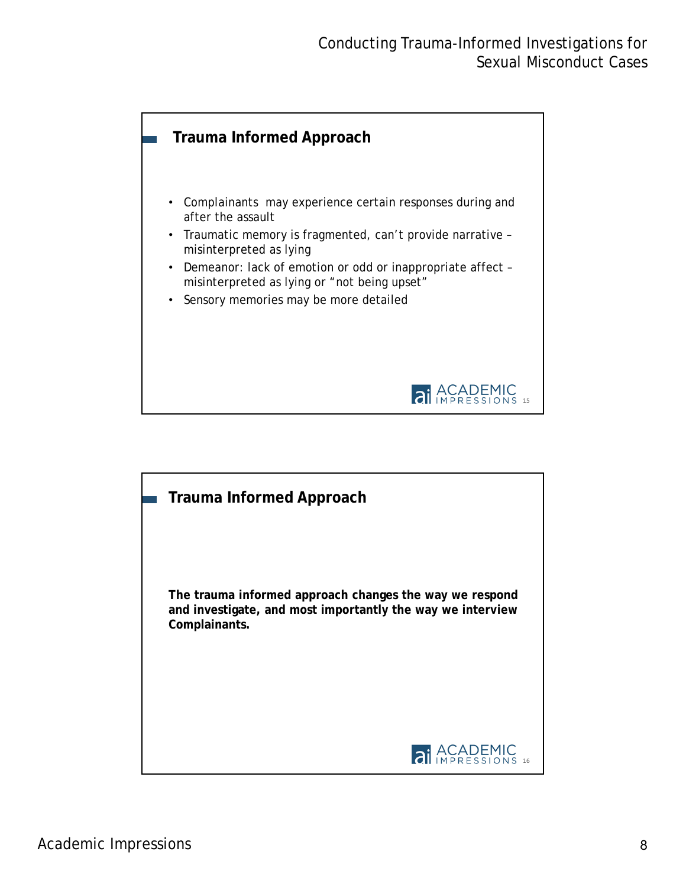## Trauma Informed Approach

- Complainants may experience certain responses during and after the assault
- Traumatic memory is fragmented, can't provide narrative – misinterpreted as lying
- Demeanor: lack of emotion or odd or inappropriate affect – misinterpreted as lying or "not being upset"
- Sensory memories may be more detailed

## Trauma Informed Approach

**The trauma informed approach changes the way we respond and investigate, and most importantly the way we interview Complainants.**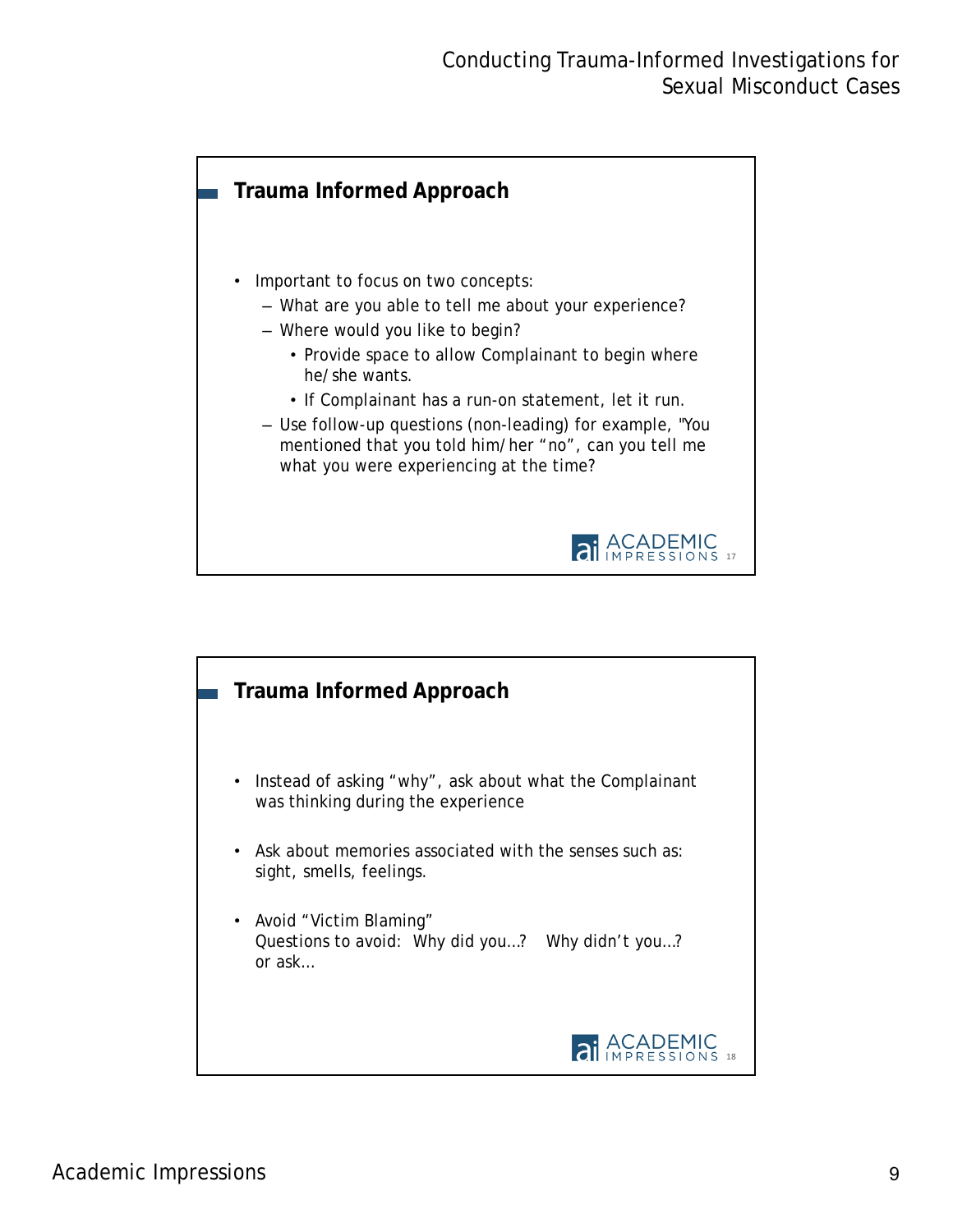## Trauma Informed Approach

- Important to focus on two concepts:
  - What are you able to tell me about your experience?
  - Where would you like to begin?
    - Provide space to allow Complainant to begin where he/she wants.
    - If Complainant has a run-on statement, let it run.
  - Use follow-up questions (non-leading) for example, "You mentioned that you told him/her “no”, can you tell me what you were experiencing at the time?

## Trauma Informed Approach

- Instead of asking “why”, ask about what the Complainant was thinking during the experience
- Ask about memories associated with the senses such as: sight, smells, feelings.
- Avoid “Victim Blaming”
  Questions to avoid: Why did you…? Why didn’t you…? or ask…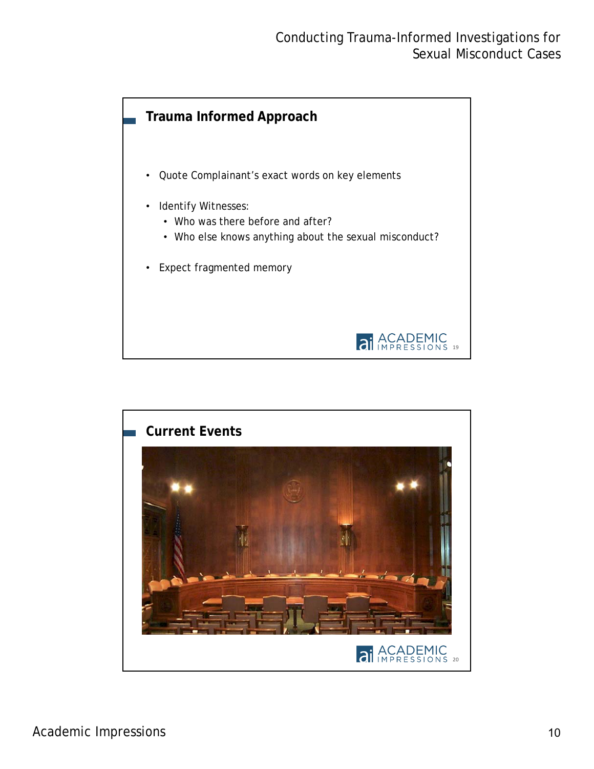## Trauma Informed Approach

- Quote Complainant's exact words on key elements
- Identify Witnesses:
  - Who was there before and after?
  - Who else knows anything about the sexual misconduct?
- Expect fragmented memory

## Current Events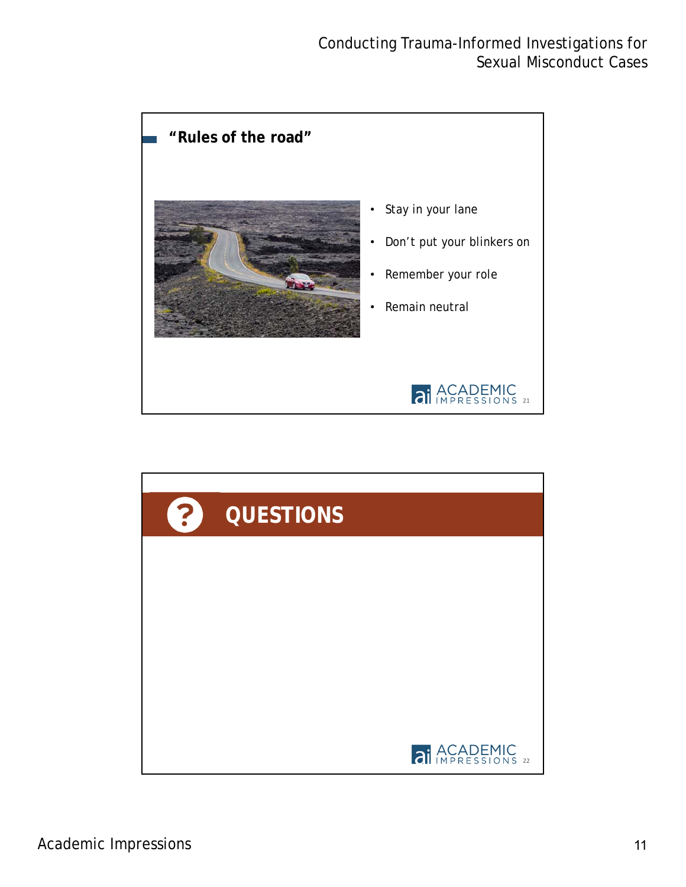## "Rules of the road"

- Stay in your lane
- Don't put your blinkers on
- Remember your role
- Remain neutral

## QUESTIONS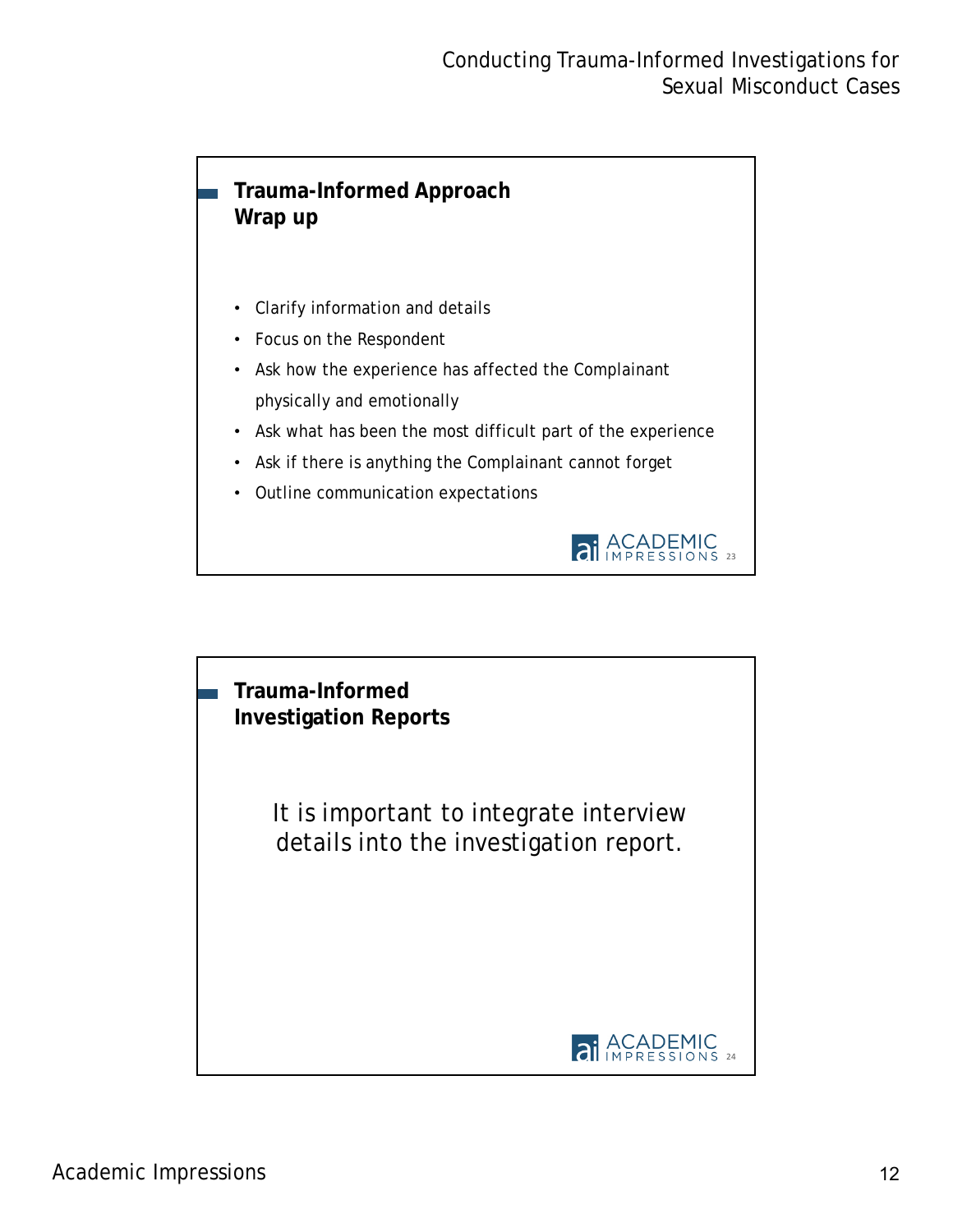## Trauma-Informed Approach Wrap up

- Clarify information and details
- Focus on the Respondent
- Ask how the experience has affected the Complainant physically and emotionally
- Ask what has been the most difficult part of the experience
- Ask if there is anything the Complainant cannot forget
- Outline communication expectations

## Trauma-Informed Investigation Reports

It is important to integrate interview details into the investigation report.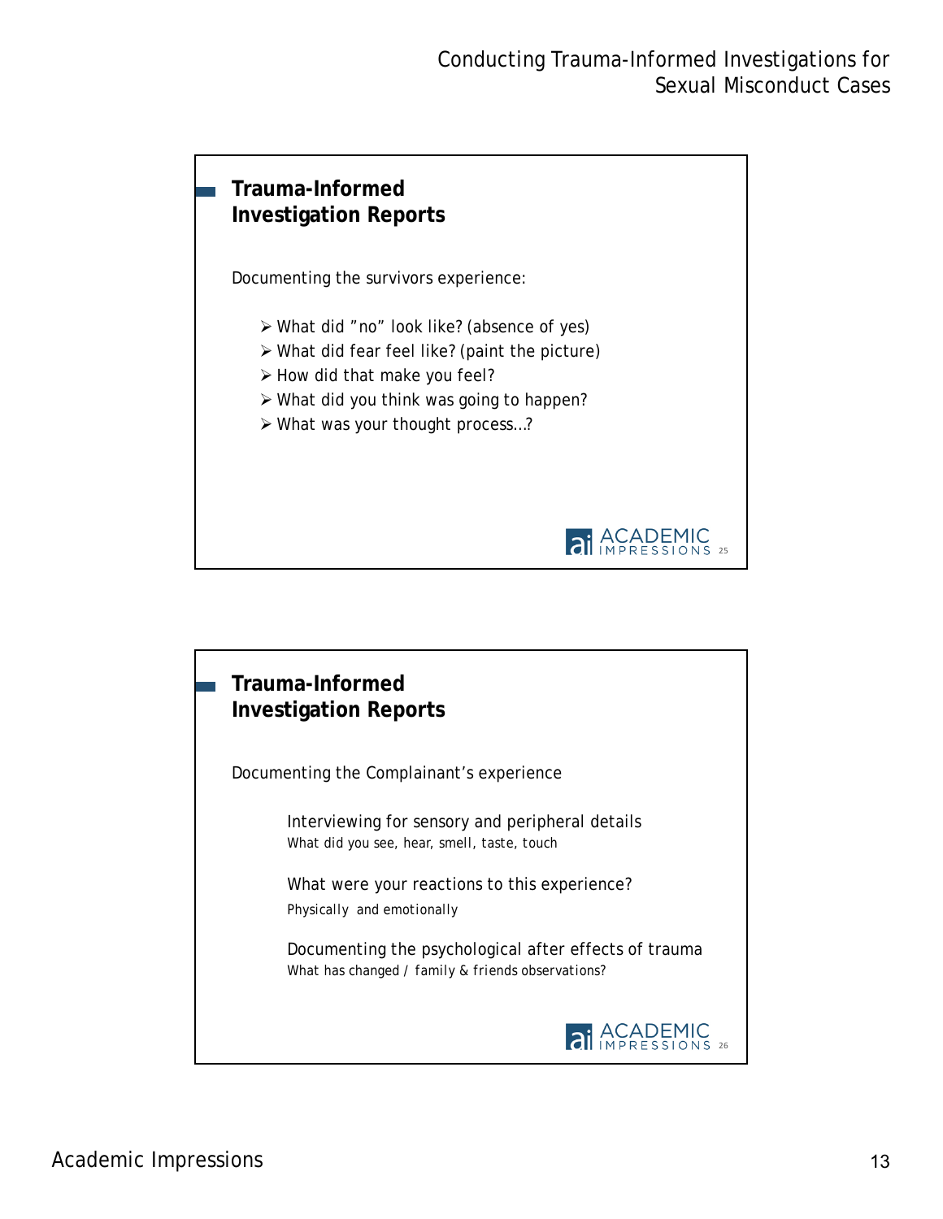## Trauma-Informed Investigation Reports

Documenting the survivors experience:

- What did ”no” look like? (absence of yes)
- What did fear feel like? (paint the picture)
- How did that make you feel?
- What did you think was going to happen?
- What was your thought process…?

## Trauma-Informed Investigation Reports

Documenting the Complainant’s experience

Interviewing for sensory and peripheral details
What did you see, hear, smell, taste, touch

What were your reactions to this experience?
Physically and emotionally

Documenting the psychological after effects of trauma
What has changed / family & friends observations?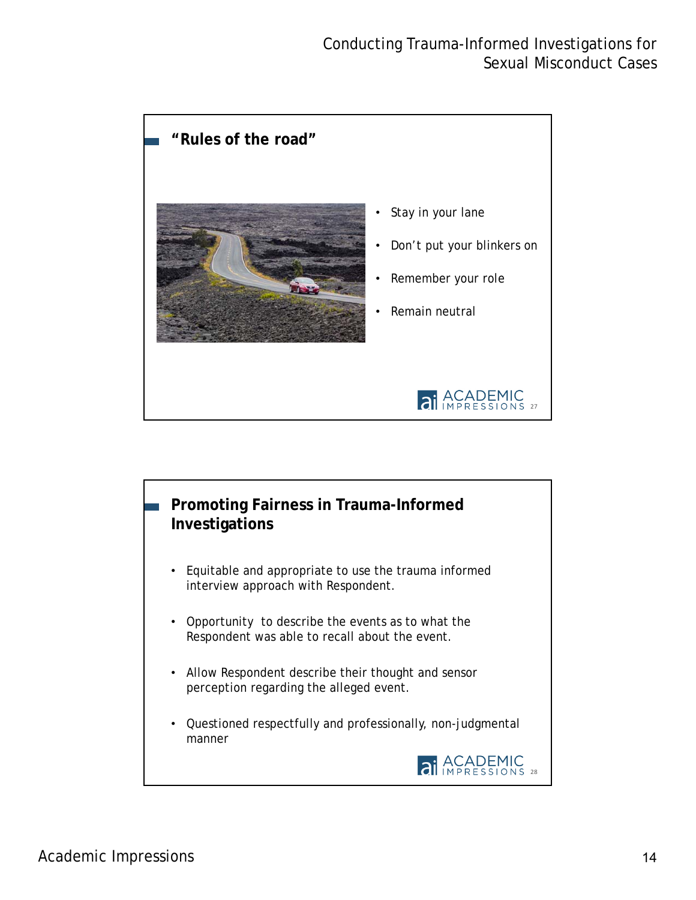## "Rules of the road"

- Stay in your lane
- Don't put your blinkers on
- Remember your role
- Remain neutral

## Promoting Fairness in Trauma-Informed Investigations

- Equitable and appropriate to use the trauma informed interview approach with Respondent.
- Opportunity  to describe the events as to what the Respondent was able to recall about the event.
- Allow Respondent describe their thought and sensor perception regarding the alleged event.
- Questioned respectfully and professionally, non-judgmental manner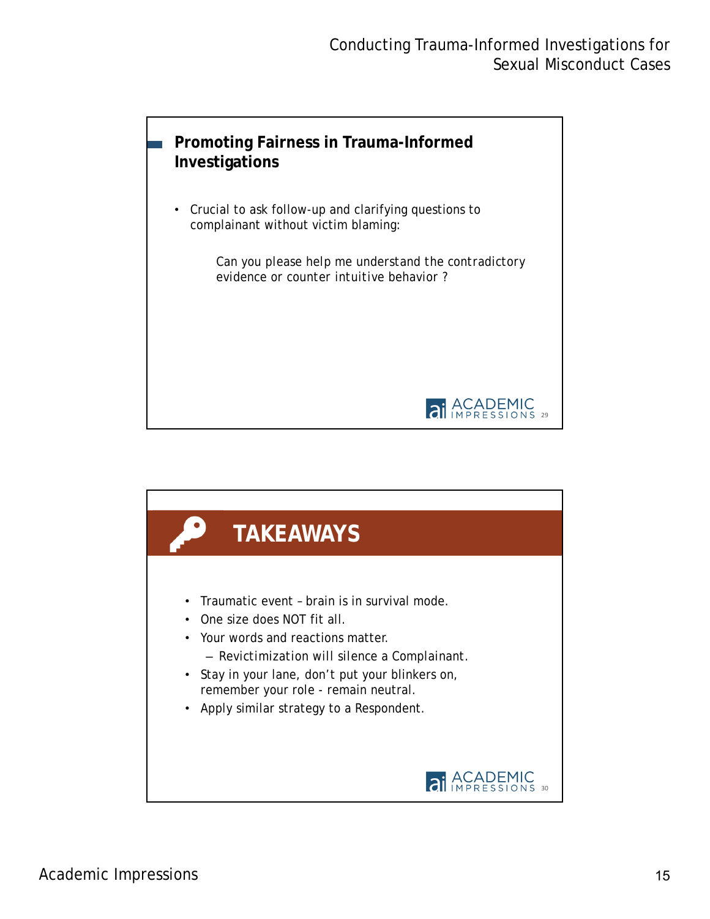## Promoting Fairness in Trauma-Informed Investigations

- Crucial to ask follow-up and clarifying questions to complainant without victim blaming:

  Can you please help me understand the contradictory evidence or counter intuitive behavior ?

## TAKEAWAYS

- Traumatic event – brain is in survival mode.
- One size does NOT fit all.
- Your words and reactions matter.
  - Revictimization will silence a Complainant.
- Stay in your lane, don't put your blinkers on, remember your role - remain neutral.
- Apply similar strategy to a Respondent.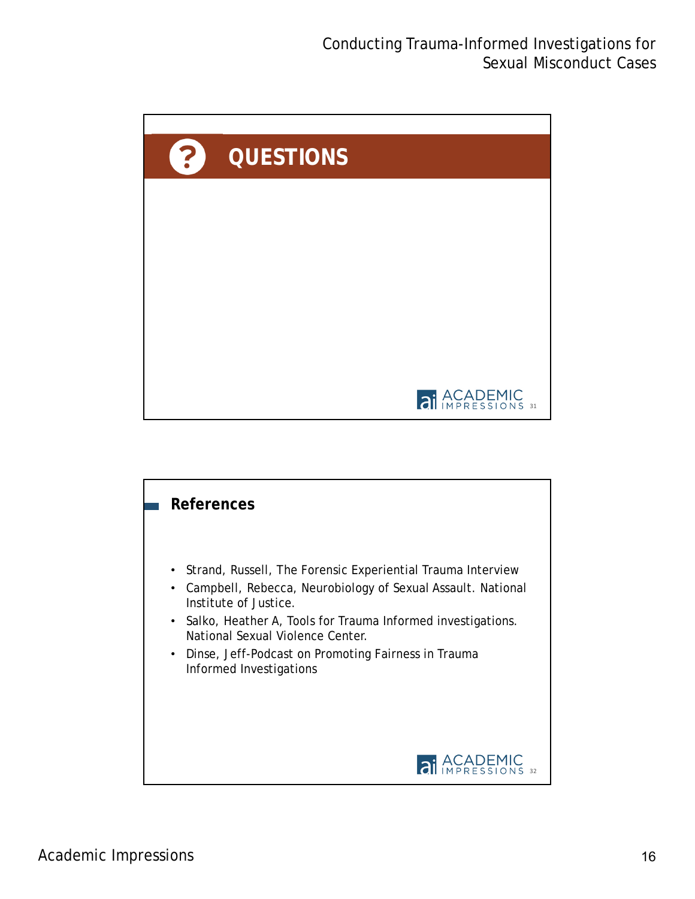## QUESTIONS

## References

- Strand, Russell, The Forensic Experiential Trauma Interview
- Campbell, Rebecca, Neurobiology of Sexual Assault. National Institute of Justice.
- Salko, Heather A, Tools for Trauma Informed investigations. National Sexual Violence Center.
- Dinse, Jeff-Podcast on Promoting Fairness in Trauma Informed Investigations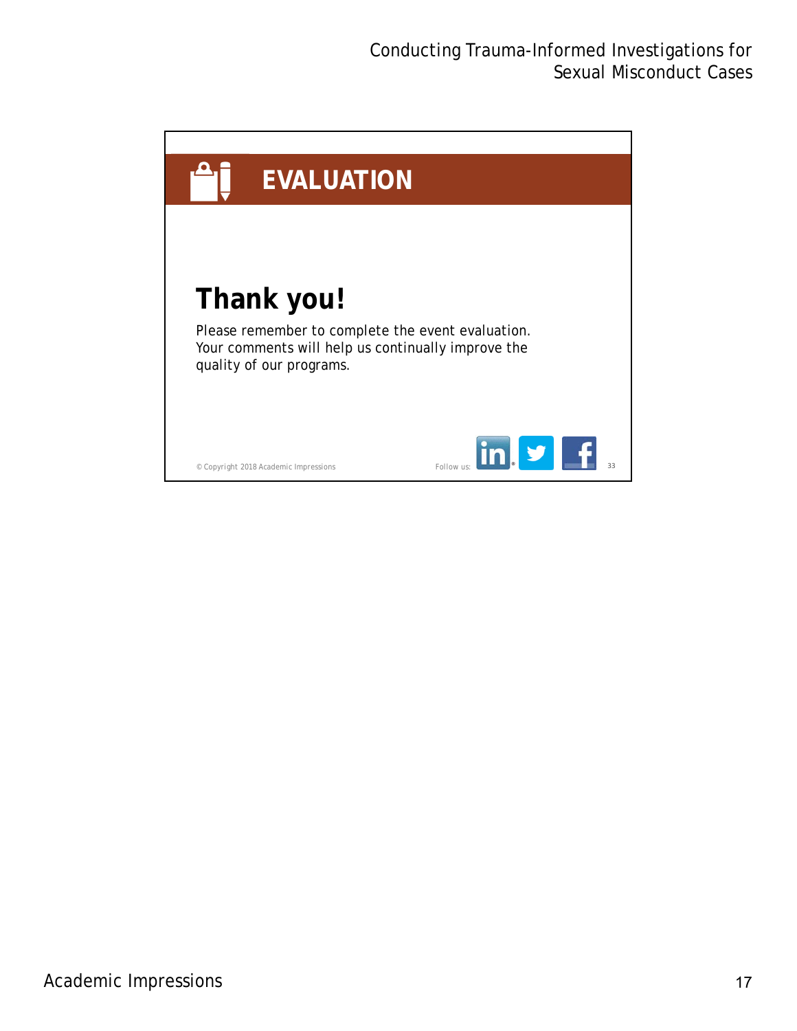## EVALUATION

# Thank you!

Please remember to complete the event evaluation. Your comments will help us continually improve the quality of our programs.

© Copyright 2018 Academic Impressions

Follow us: